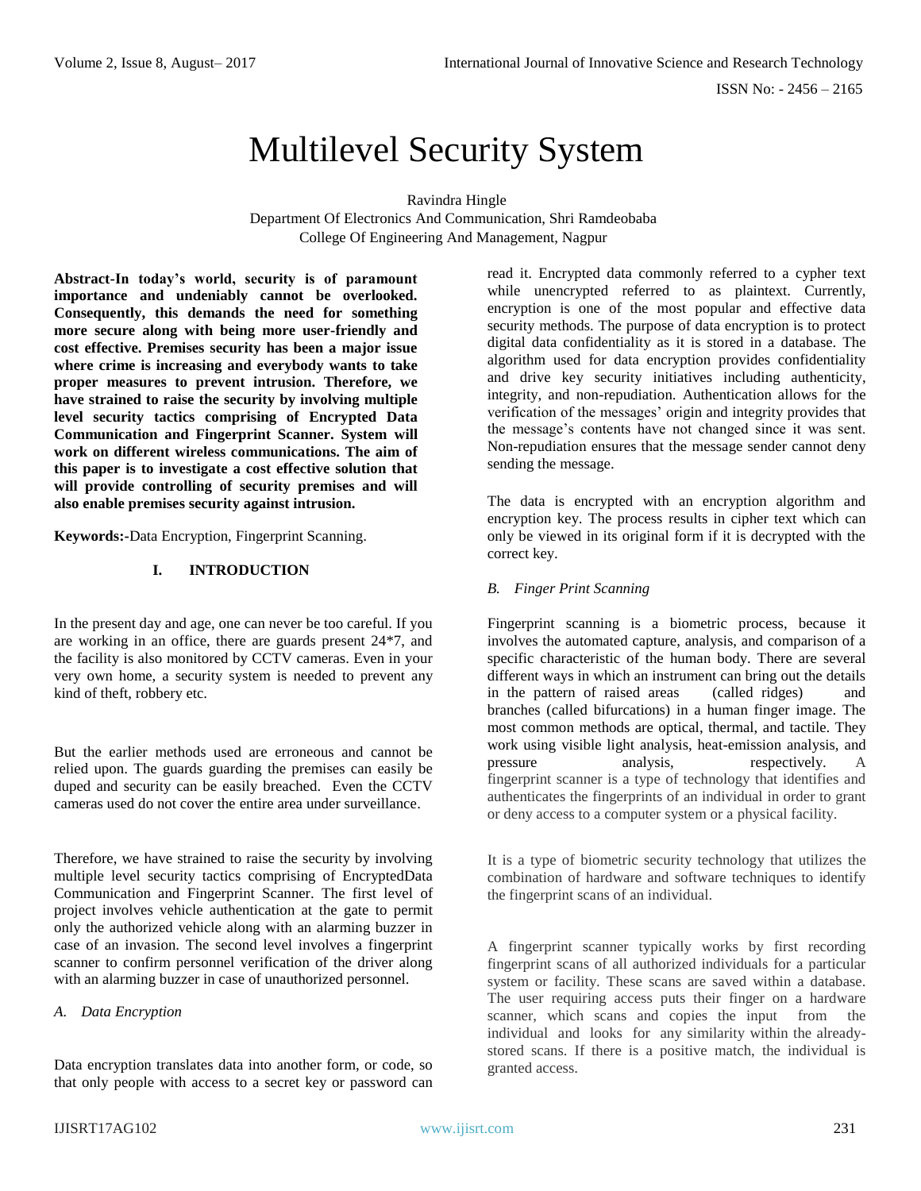# Multilevel Security System

Ravindra Hingle
Department Of Electronics And Communication, Shri Ramdeobaba College Of Engineering And Management, Nagpur

**Abstract-In today's world, security is of paramount importance and undeniably cannot be overlooked. Consequently, this demands the need for something more secure along with being more user-friendly and cost effective. Premises security has been a major issue where crime is increasing and everybody wants to take proper measures to prevent intrusion. Therefore, we have strained to raise the security by involving multiple level security tactics comprising of Encrypted Data Communication and Fingerprint Scanner. System will work on different wireless communications. The aim of this paper is to investigate a cost effective solution that will provide controlling of security premises and will also enable premises security against intrusion.**

**Keywords:-**Data Encryption, Fingerprint Scanning.

## I. INTRODUCTION

In the present day and age, one can never be too careful. If you are working in an office, there are guards present 24*7, and the facility is also monitored by CCTV cameras. Even in your very own home, a security system is needed to prevent any kind of theft, robbery etc.

But the earlier methods used are erroneous and cannot be relied upon. The guards guarding the premises can easily be duped and security can be easily breached. Even the CCTV cameras used do not cover the entire area under surveillance.

Therefore, we have strained to raise the security by involving multiple level security tactics comprising of EncryptedData Communication and Fingerprint Scanner. The first level of project involves vehicle authentication at the gate to permit only the authorized vehicle along with an alarming buzzer in case of an invasion. The second level involves a fingerprint scanner to confirm personnel verification of the driver along with an alarming buzzer in case of unauthorized personnel.

### *A. Data Encryption*

Data encryption translates data into another form, or code, so that only people with access to a secret key or password can read it. Encrypted data commonly referred to a cypher text while unencrypted referred to as plaintext. Currently, encryption is one of the most popular and effective data security methods. The purpose of data encryption is to protect digital data confidentiality as it is stored in a database. The algorithm used for data encryption provides confidentiality and drive key security initiatives including authenticity, integrity, and non-repudiation. Authentication allows for the verification of the messages' origin and integrity provides that the message's contents have not changed since it was sent. Non-repudiation ensures that the message sender cannot deny sending the message.

The data is encrypted with an encryption algorithm and encryption key. The process results in cipher text which can only be viewed in its original form if it is decrypted with the correct key.

### *B. Finger Print Scanning*

Fingerprint scanning is a biometric process, because it involves the automated capture, analysis, and comparison of a specific characteristic of the human body. There are several different ways in which an instrument can bring out the details in the pattern of raised areas (called ridges) and branches (called bifurcations) in a human finger image. The most common methods are optical, thermal, and tactile. They work using visible light analysis, heat-emission analysis, and pressure analysis, respectively. A fingerprint scanner is a type of technology that identifies and authenticates the fingerprints of an individual in order to grant or deny access to a computer system or a physical facility.

It is a type of biometric security technology that utilizes the combination of hardware and software techniques to identify the fingerprint scans of an individual.

A fingerprint scanner typically works by first recording fingerprint scans of all authorized individuals for a particular system or facility. These scans are saved within a database. The user requiring access puts their finger on a hardware scanner, which scans and copies the input from the individual and looks for any similarity within the already-stored scans. If there is a positive match, the individual is granted access.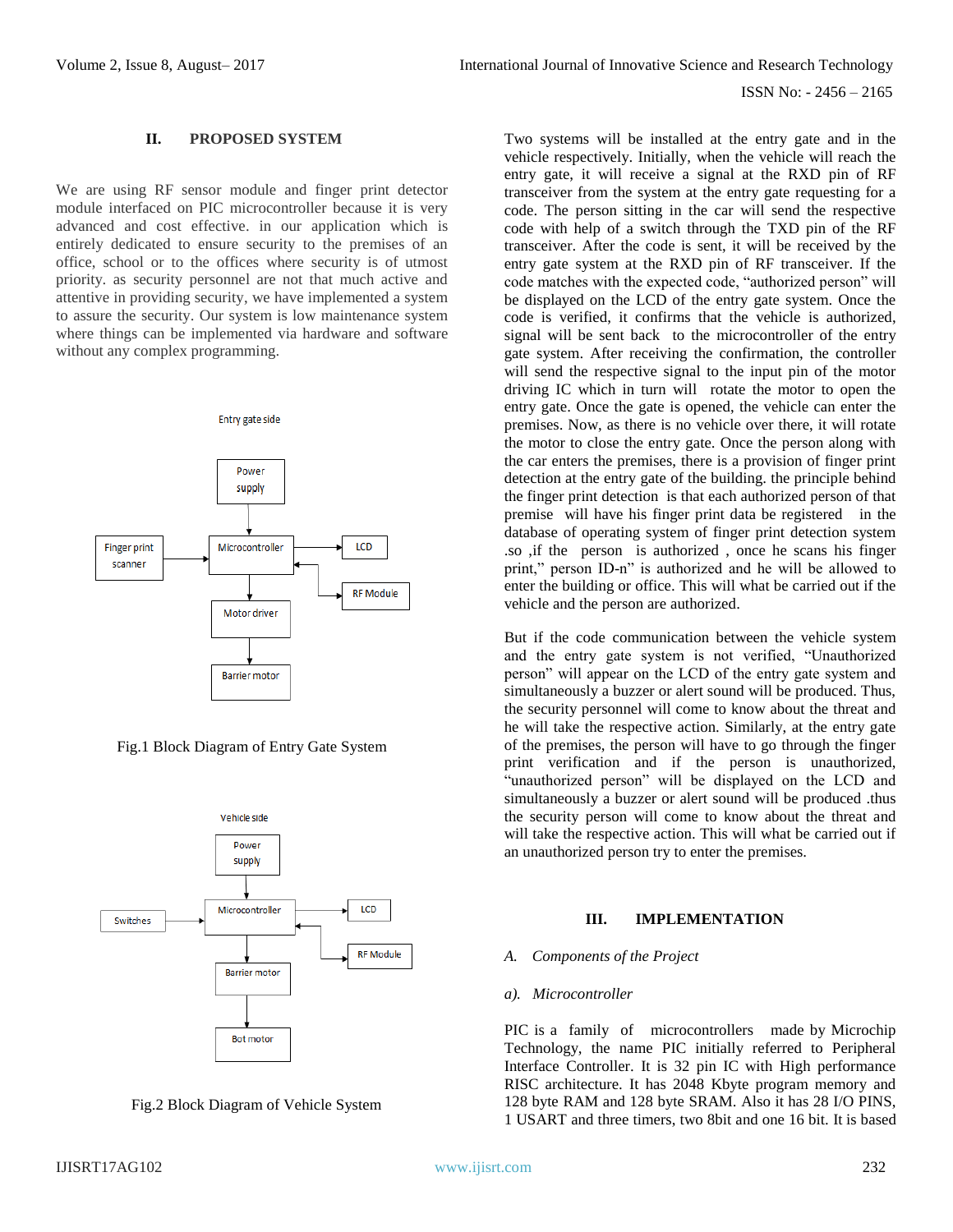## II. PROPOSED SYSTEM

We are using RF sensor module and finger print detector module interfaced on PIC microcontroller because it is very advanced and cost effective. in our application which is entirely dedicated to ensure security to the premises of an office, school or to the offices where security is of utmost priority. as security personnel are not that much active and attentive in providing security, we have implemented a system to assure the security. Our system is low maintenance system where things can be implemented via hardware and software without any complex programming.

Entry gate side

Power supply

Finger print scanner

Microcontroller

LCD

RF Module

Motor driver

Barrier motor

Fig.1 Block Diagram of Entry Gate System

Vehicle side

Power supply

Switches

Microcontroller

LCD

RF Module

Barrier motor

Bot motor

Fig.2 Block Diagram of Vehicle System

Two systems will be installed at the entry gate and in the vehicle respectively. Initially, when the vehicle will reach the entry gate, it will receive a signal at the RXD pin of RF transceiver from the system at the entry gate requesting for a code. The person sitting in the car will send the respective code with help of a switch through the TXD pin of the RF transceiver. After the code is sent, it will be received by the entry gate system at the RXD pin of RF transceiver. If the code matches with the expected code, "authorized person" will be displayed on the LCD of the entry gate system. Once the code is verified, it confirms that the vehicle is authorized, signal will be sent back to the microcontroller of the entry gate system. After receiving the confirmation, the controller will send the respective signal to the input pin of the motor driving IC which in turn will rotate the motor to open the entry gate. Once the gate is opened, the vehicle can enter the premises. Now, as there is no vehicle over there, it will rotate the motor to close the entry gate. Once the person along with the car enters the premises, there is a provision of finger print detection at the entry gate of the building. the principle behind the finger print detection is that each authorized person of that premise will have his finger print data be registered in the database of operating system of finger print detection system .so ,if the person is authorized , once he scans his finger print," person ID-n" is authorized and he will be allowed to enter the building or office. This will what be carried out if the vehicle and the person are authorized.

But if the code communication between the vehicle system and the entry gate system is not verified, "Unauthorized person" will appear on the LCD of the entry gate system and simultaneously a buzzer or alert sound will be produced. Thus, the security personnel will come to know about the threat and he will take the respective action. Similarly, at the entry gate of the premises, the person will have to go through the finger print verification and if the person is unauthorized, "unauthorized person" will be displayed on the LCD and simultaneously a buzzer or alert sound will be produced .thus the security person will come to know about the threat and will take the respective action. This will what be carried out if an unauthorized person try to enter the premises.

## III. IMPLEMENTATION

### *A. Components of the Project*

#### *a). Microcontroller*

PIC is a family of microcontrollers made by Microchip Technology, the name PIC initially referred to Peripheral Interface Controller. It is 32 pin IC with High performance RISC architecture. It has 2048 Kbyte program memory and 128 byte RAM and 128 byte SRAM. Also it has 28 I/O PINS, 1 USART and three timers, two 8bit and one 16 bit. It is based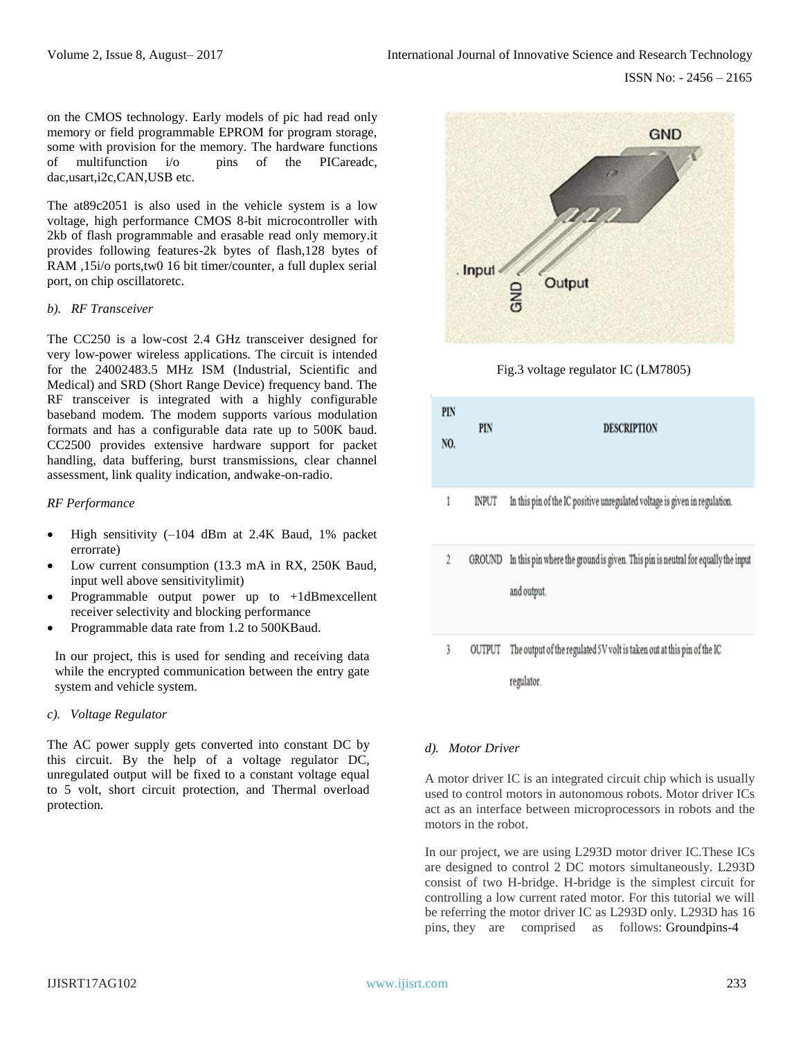on the CMOS technology. Early models of pic had read only memory or field programmable EPROM for program storage, some with provision for the memory. The hardware functions of multifunction i/o pins of the PICareadc, dac,usart,i2c,CAN,USB etc.

The at89c2051 is also used in the vehicle system is a low voltage, high performance CMOS 8-bit microcontroller with 2kb of flash programmable and erasable read only memory.it provides following features-2k bytes of flash,128 bytes of RAM ,15i/o ports,tw0 16 bit timer/counter, a full duplex serial port, on chip oscillatoretc.

### b). RF Transceiver

The CC250 is a low-cost 2.4 GHz transceiver designed for very low-power wireless applications. The circuit is intended for the 24002483.5 MHz ISM (Industrial, Scientific and Medical) and SRD (Short Range Device) frequency band. The RF transceiver is integrated with a highly configurable baseband modem. The modem supports various modulation formats and has a configurable data rate up to 500K baud. CC2500 provides extensive hardware support for packet handling, data buffering, burst transmissions, clear channel assessment, link quality indication, andwake-on-radio.

*RF Performance*

- High sensitivity (–104 dBm at 2.4K Baud, 1% packet errorrate)
- Low current consumption (13.3 mA in RX, 250K Baud, input well above sensitivitylimit)
- Programmable output power up to +1dBmexcellent receiver selectivity and blocking performance
- Programmable data rate from 1.2 to 500KBaud.

In our project, this is used for sending and receiving data while the encrypted communication between the entry gate system and vehicle system.

### c). Voltage Regulator

The AC power supply gets converted into constant DC by this circuit. By the help of a voltage regulator DC, unregulated output will be fixed to a constant voltage equal to 5 volt, short circuit protection, and Thermal overload protection.

Fig.3 voltage regulator IC (LM7805)

| PIN NO. | PIN | DESCRIPTION |
|---|---|---|
| 1 | INPUT | In this pin of the IC positive unregulated voltage is given in regulation. |
| 2 | GROUND | In this pin where the ground is given. This pin is neutral for equally the input and output. |
| 3 | OUTPUT | The output of the regulated 5V volt is taken out at this pin of the IC regulator. |

### d). Motor Driver

A motor driver IC is an integrated circuit chip which is usually used to control motors in autonomous robots. Motor driver ICs act as an interface between microprocessors in robots and the motors in the robot.

In our project, we are using L293D motor driver IC.These ICs are designed to control 2 DC motors simultaneously. L293D consist of two H-bridge. H-bridge is the simplest circuit for controlling a low current rated motor. For this tutorial we will be referring the motor driver IC as L293D only. L293D has 16 pins, they are comprised as follows: Groundpins-4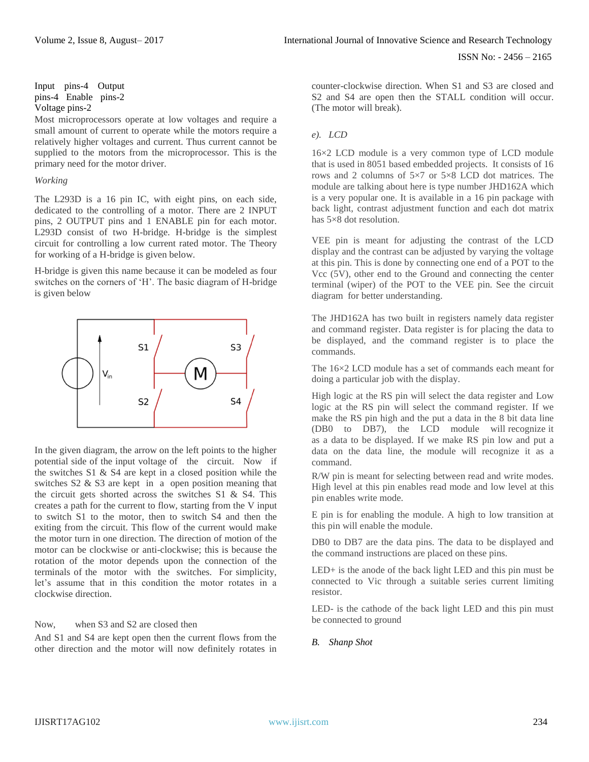Input pins-4 Output pins-4 Enable pins-2
Voltage pins-2

Most microprocessors operate at low voltages and require a small amount of current to operate while the motors require a relatively higher voltages and current. Thus current cannot be supplied to the motors from the microprocessor. This is the primary need for the motor driver.

*Working*

The L293D is a 16 pin IC, with eight pins, on each side, dedicated to the controlling of a motor. There are 2 INPUT pins, 2 OUTPUT pins and 1 ENABLE pin for each motor. L293D consist of two H-bridge. H-bridge is the simplest circuit for controlling a low current rated motor. The Theory for working of a H-bridge is given below.

H-bridge is given this name because it can be modeled as four switches on the corners of 'H'. The basic diagram of H-bridge is given below

In the given diagram, the arrow on the left points to the higher potential side of the input voltage of the circuit. Now if the switches S1 & S4 are kept in a closed position while the switches S2 & S3 are kept in a open position meaning that the circuit gets shorted across the switches S1 & S4. This creates a path for the current to flow, starting from the V input to switch S1 to the motor, then to switch S4 and then the exiting from the circuit. This flow of the current would make the motor turn in one direction. The direction of motion of the motor can be clockwise or anti-clockwise; this is because the rotation of the motor depends upon the connection of the terminals of the motor with the switches. For simplicity, let's assume that in this condition the motor rotates in a clockwise direction.

Now, when S3 and S2 are closed then

And S1 and S4 are kept open then the current flows from the other direction and the motor will now definitely rotates in counter-clockwise direction. When S1 and S3 are closed and S2 and S4 are open then the STALL condition will occur. (The motor will break).

### *e). LCD*

16×2 LCD module is a very common type of LCD module that is used in 8051 based embedded projects. It consists of 16 rows and 2 columns of 5×7 or 5×8 LCD dot matrices. The module are talking about here is type number JHD162A which is a very popular one. It is available in a 16 pin package with back light, contrast adjustment function and each dot matrix has 5×8 dot resolution.

VEE pin is meant for adjusting the contrast of the LCD display and the contrast can be adjusted by varying the voltage at this pin. This is done by connecting one end of a POT to the Vcc (5V), other end to the Ground and connecting the center terminal (wiper) of the POT to the VEE pin. See the circuit diagram for better understanding.

The JHD162A has two built in registers namely data register and command register. Data register is for placing the data to be displayed, and the command register is to place the commands.

The 16×2 LCD module has a set of commands each meant for doing a particular job with the display.

High logic at the RS pin will select the data register and Low logic at the RS pin will select the command register. If we make the RS pin high and the put a data in the 8 bit data line (DB0 to DB7), the LCD module will recognize it as a data to be displayed. If we make RS pin low and put a data on the data line, the module will recognize it as a command.

R/W pin is meant for selecting between read and write modes. High level at this pin enables read mode and low level at this pin enables write mode.

E pin is for enabling the module. A high to low transition at this pin will enable the module.

DB0 to DB7 are the data pins. The data to be displayed and the command instructions are placed on these pins.

LED+ is the anode of the back light LED and this pin must be connected to Vic through a suitable series current limiting resistor.

LED- is the cathode of the back light LED and this pin must be connected to ground

## *B. Shanp Shot*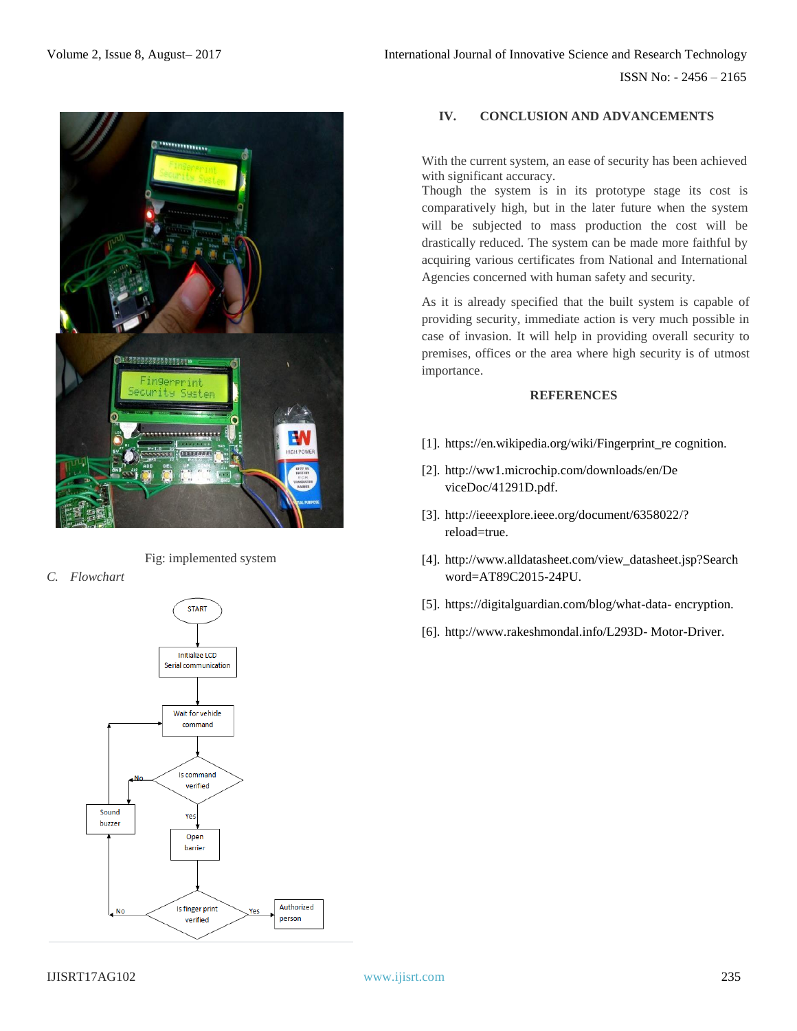Fig: implemented system

*C. Flowchart*

START

Initialize LCD
Serial communication

Wait for vehicle command

Is command verified

No

Sound buzzer

Yes

Open barrier

Is finger print verified

No

Yes

Authorized person

## IV. CONCLUSION AND ADVANCEMENTS

With the current system, an ease of security has been achieved with significant accuracy.
Though the system is in its prototype stage its cost is comparatively high, but in the later future when the system will be subjected to mass production the cost will be drastically reduced. The system can be made more faithful by acquiring various certificates from National and International Agencies concerned with human safety and security.

As it is already specified that the built system is capable of providing security, immediate action is very much possible in case of invasion. It will help in providing overall security to premises, offices or the area where high security is of utmost importance.

## REFERENCES

[1]. https://en.wikipedia.org/wiki/Fingerprint_re cognition.

[2]. http://ww1.microchip.com/downloads/en/De viceDoc/41291D.pdf.

[3]. http://ieeexplore.ieee.org/document/6358022/?reload=true.

[4]. http://www.alldatasheet.com/view_datasheet.jsp?Searchword=AT89C2015-24PU.

[5]. https://digitalguardian.com/blog/what-data- encryption.

[6]. http://www.rakeshmondal.info/L293D- Motor-Driver.